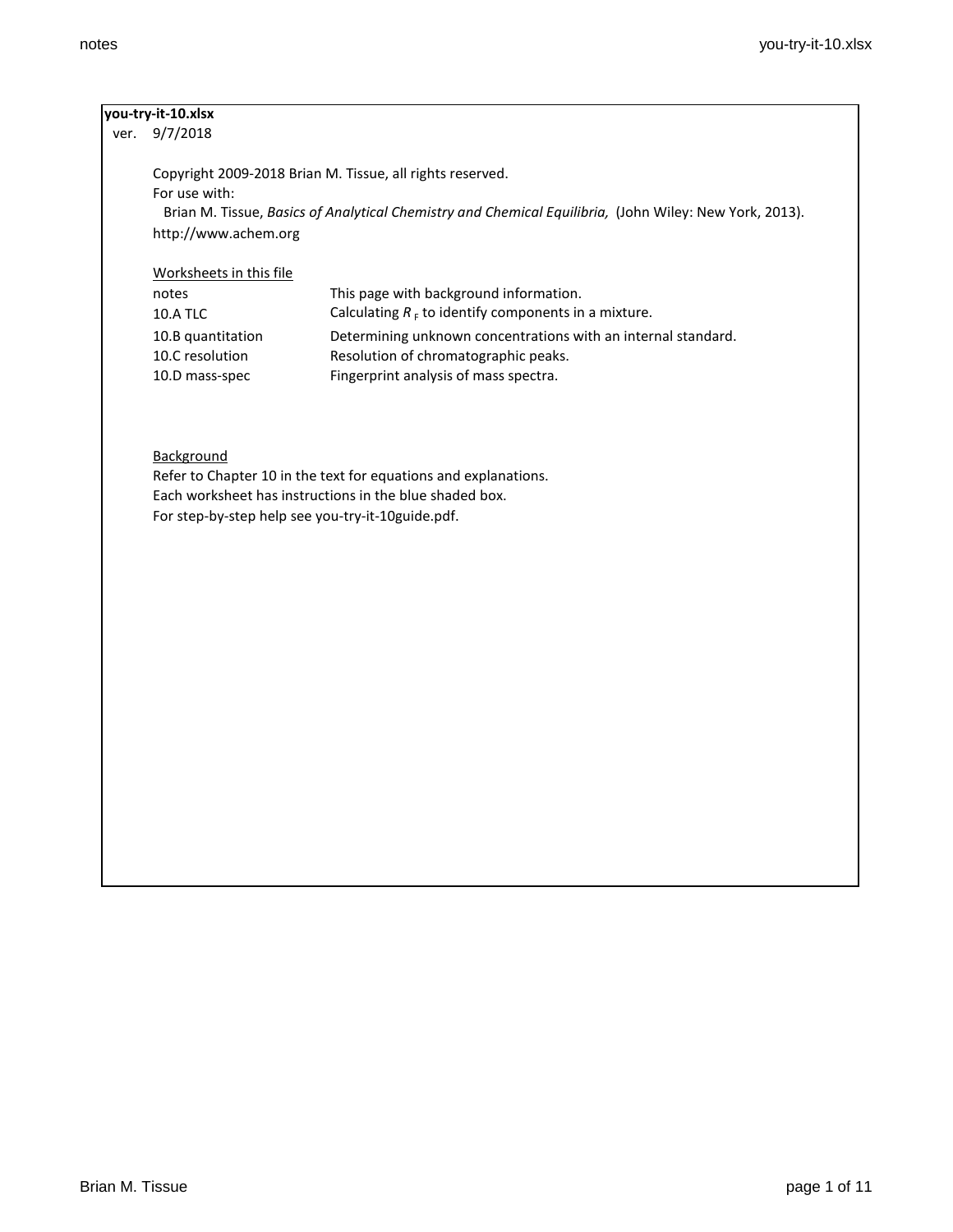**you-try-it-10.xlsx**

ver. 9/7/2018

Copyright 2009-2018 Brian M. Tissue, all rights reserved.
For use with:
Brian M. Tissue, *Basics of Analytical Chemistry and Chemical Equilibria,* (John Wiley: New York, 2013).
http://www.achem.org

Worksheets in this file

| | |
|---|---|
| notes | This page with background information. |
| 10.A TLC | Calculating $R_F$ to identify components in a mixture. |
| 10.B quantitation | Determining unknown concentrations with an internal standard. |
| 10.C resolution | Resolution of chromatographic peaks. |
| 10.D mass-spec | Fingerprint analysis of mass spectra. |

Background

Refer to Chapter 10 in the text for equations and explanations.
Each worksheet has instructions in the blue shaded box.
For step-by-step help see you-try-it-10guide.pdf.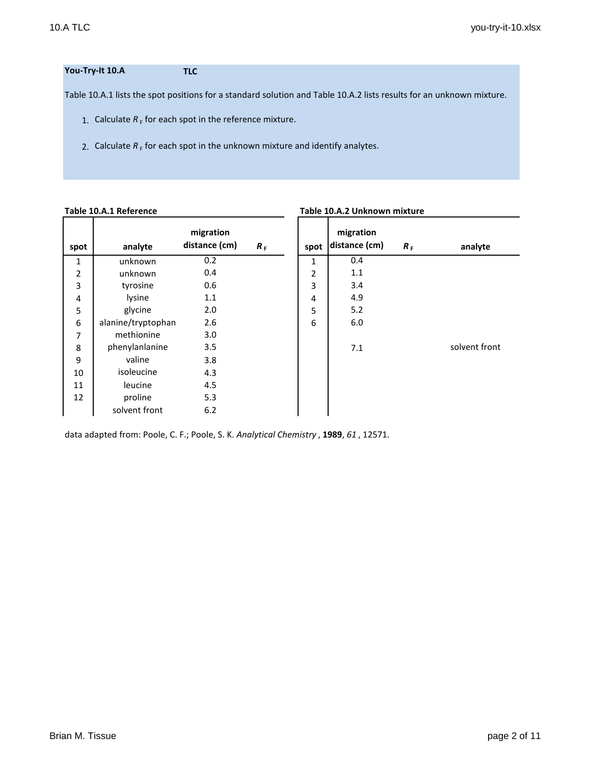## You-Try-It 10.A TLC

Table 10.A.1 lists the spot positions for a standard solution and Table 10.A.2 lists results for an unknown mixture.

1. Calculate $R_F$ for each spot in the reference mixture.
2. Calculate $R_F$ for each spot in the unknown mixture and identify analytes.

**Table 10.A.1 Reference**

| spot | analyte | migration distance (cm) | $R_F$ |
|---|---|---|---|
| 1 | unknown | 0.2 | |
| 2 | unknown | 0.4 | |
| 3 | tyrosine | 0.6 | |
| 4 | lysine | 1.1 | |
| 5 | glycine | 2.0 | |
| 6 | alanine/tryptophan | 2.6 | |
| 7 | methionine | 3.0 | |
| 8 | phenylanlanine | 3.5 | |
| 9 | valine | 3.8 | |
| 10 | isoleucine | 4.3 | |
| 11 | leucine | 4.5 | |
| 12 | proline | 5.3 | |
| | solvent front | 6.2 | |

**Table 10.A.2 Unknown mixture**

| spot | migration distance (cm) | $R_F$ | analyte |
|---|---|---|---|
| 1 | 0.4 | | |
| 2 | 1.1 | | |
| 3 | 3.4 | | |
| 4 | 4.9 | | |
| 5 | 5.2 | | |
| 6 | 6.0 | | |
| | 7.1 | | solvent front |

data adapted from: Poole, C. F.; Poole, S. K. *Analytical Chemistry* , **1989**, *61* , 12571.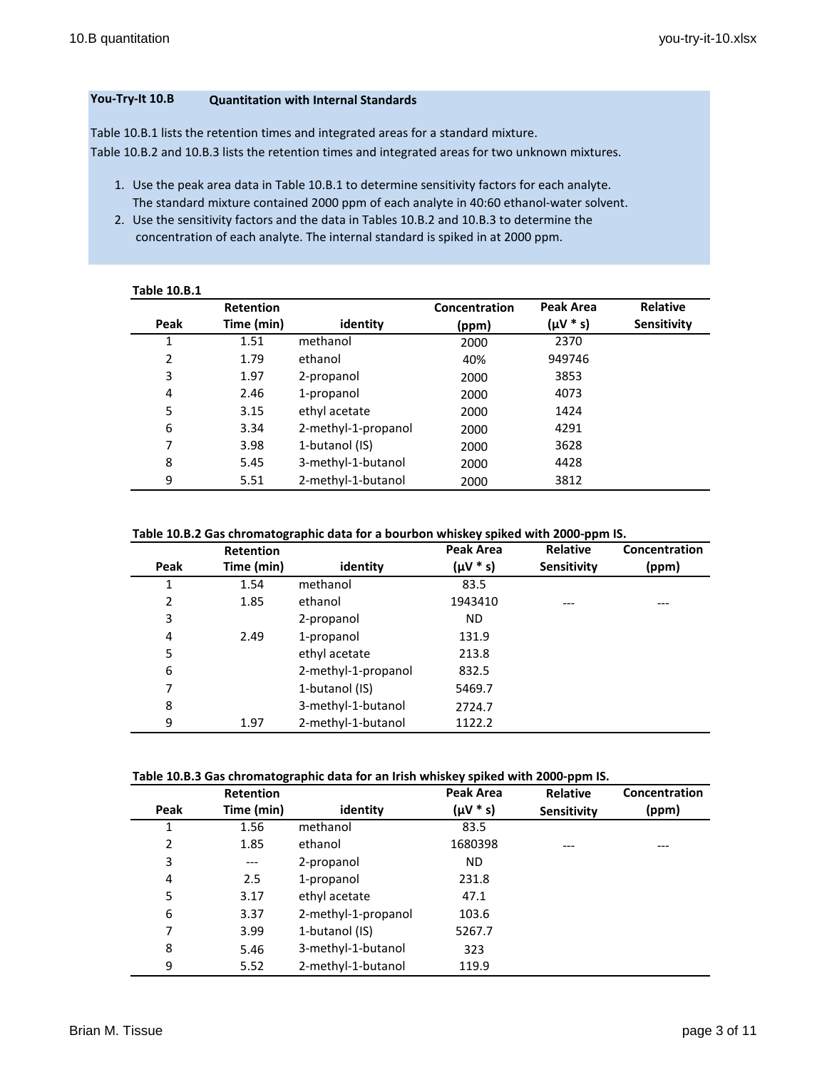**You-Try-It 10.B** **Quantitation with Internal Standards**

Table 10.B.1 lists the retention times and integrated areas for a standard mixture.
Table 10.B.2 and 10.B.3 lists the retention times and integrated areas for two unknown mixtures.

1. Use the peak area data in Table 10.B.1 to determine sensitivity factors for each analyte. The standard mixture contained 2000 ppm of each analyte in 40:60 ethanol-water solvent.
2. Use the sensitivity factors and the data in Tables 10.B.2 and 10.B.3 to determine the concentration of each analyte. The internal standard is spiked in at 2000 ppm.

**Table 10.B.1**

| Peak | Retention Time (min) | identity | Concentration (ppm) | Peak Area (µV * s) | Relative Sensitivity |
|---|---|---|---|---|---|
| 1 | 1.51 | methanol | 2000 | 2370 | |
| 2 | 1.79 | ethanol | 40% | 949746 | |
| 3 | 1.97 | 2-propanol | 2000 | 3853 | |
| 4 | 2.46 | 1-propanol | 2000 | 4073 | |
| 5 | 3.15 | ethyl acetate | 2000 | 1424 | |
| 6 | 3.34 | 2-methyl-1-propanol | 2000 | 4291 | |
| 7 | 3.98 | 1-butanol (IS) | 2000 | 3628 | |
| 8 | 5.45 | 3-methyl-1-butanol | 2000 | 4428 | |
| 9 | 5.51 | 2-methyl-1-butanol | 2000 | 3812 | |

**Table 10.B.2 Gas chromatographic data for a bourbon whiskey spiked with 2000-ppm IS.**

| Peak | Retention Time (min) | identity | Peak Area (µV * s) | Relative Sensitivity | Concentration (ppm) |
|---|---|---|---|---|---|
| 1 | 1.54 | methanol | 83.5 | | |
| 2 | 1.85 | ethanol | 1943410 | --- | --- |
| 3 | | 2-propanol | ND | | |
| 4 | 2.49 | 1-propanol | 131.9 | | |
| 5 | | ethyl acetate | 213.8 | | |
| 6 | | 2-methyl-1-propanol | 832.5 | | |
| 7 | | 1-butanol (IS) | 5469.7 | | |
| 8 | | 3-methyl-1-butanol | 2724.7 | | |
| 9 | 1.97 | 2-methyl-1-butanol | 1122.2 | | |

**Table 10.B.3 Gas chromatographic data for an Irish whiskey spiked with 2000-ppm IS.**

| Peak | Retention Time (min) | identity | Peak Area (µV * s) | Relative Sensitivity | Concentration (ppm) |
|---|---|---|---|---|---|
| 1 | 1.56 | methanol | 83.5 | | |
| 2 | 1.85 | ethanol | 1680398 | --- | --- |
| 3 | --- | 2-propanol | ND | | |
| 4 | 2.5 | 1-propanol | 231.8 | | |
| 5 | 3.17 | ethyl acetate | 47.1 | | |
| 6 | 3.37 | 2-methyl-1-propanol | 103.6 | | |
| 7 | 3.99 | 1-butanol (IS) | 5267.7 | | |
| 8 | 5.46 | 3-methyl-1-butanol | 323 | | |
| 9 | 5.52 | 2-methyl-1-butanol | 119.9 | | |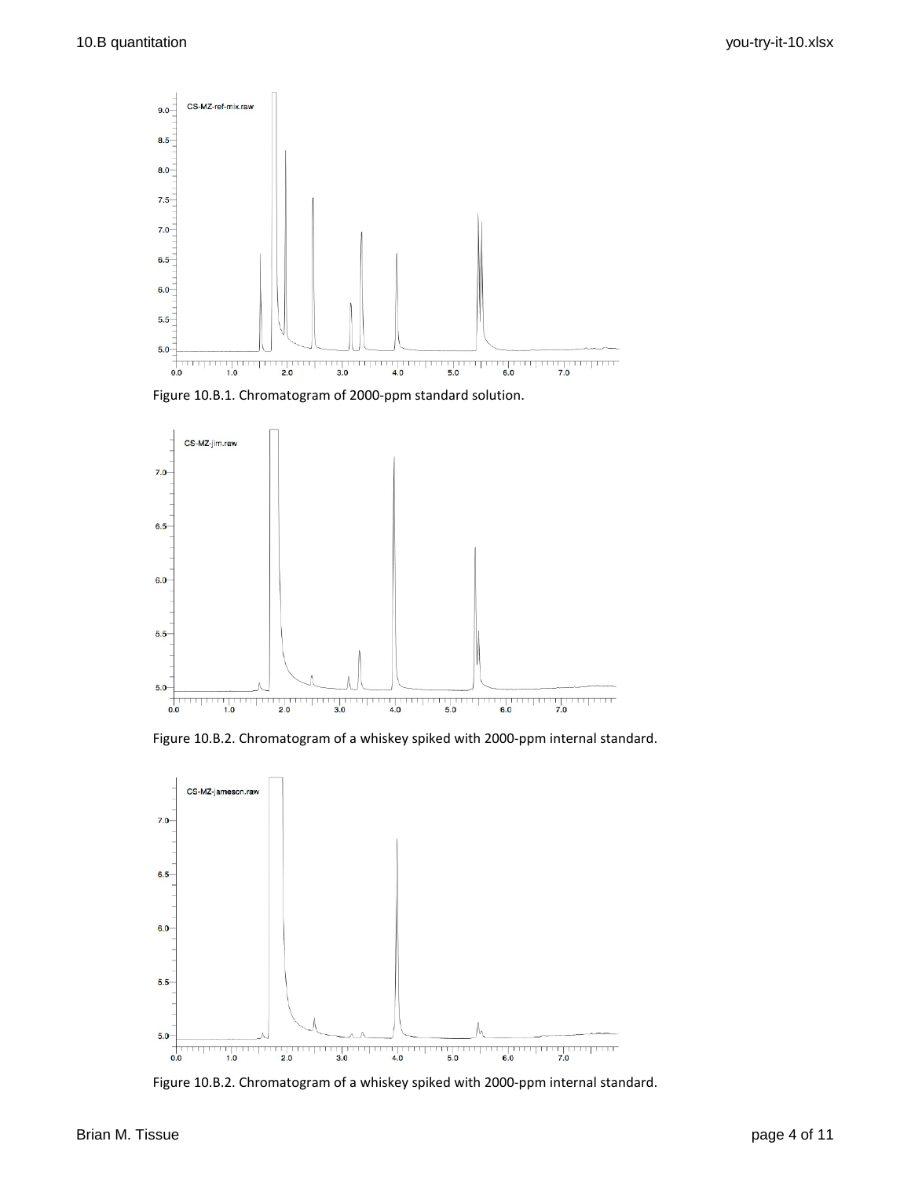Figure 10.B.1. Chromatogram of 2000-ppm standard solution.

Figure 10.B.2. Chromatogram of a whiskey spiked with 2000-ppm internal standard.

Figure 10.B.2. Chromatogram of a whiskey spiked with 2000-ppm internal standard.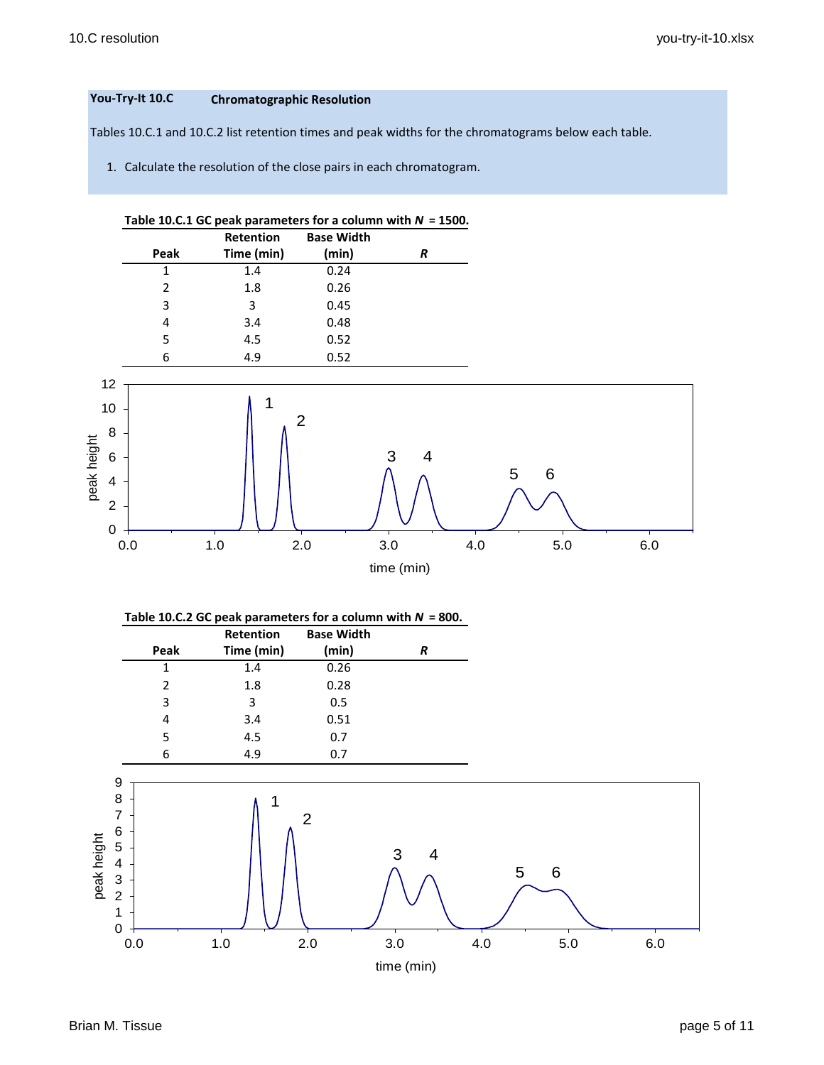**You-Try-It 10.C** **Chromatographic Resolution**

Tables 10.C.1 and 10.C.2 list retention times and peak widths for the chromatograms below each table.

1. Calculate the resolution of the close pairs in each chromatogram.

**Table 10.C.1 GC peak parameters for a column with *N* = 1500.**

| Peak | Retention Time (min) | Base Width (min) | *R* |
|---|---|---|---|
| 1 | 1.4 | 0.24 | |
| 2 | 1.8 | 0.26 | |
| 3 | 3 | 0.45 | |
| 4 | 3.4 | 0.48 | |
| 5 | 4.5 | 0.52 | |
| 6 | 4.9 | 0.52 | |

**Table 10.C.2 GC peak parameters for a column with *N* = 800.**

| Peak | Retention Time (min) | Base Width (min) | *R* |
|---|---|---|---|
| 1 | 1.4 | 0.26 | |
| 2 | 1.8 | 0.28 | |
| 3 | 3 | 0.5 | |
| 4 | 3.4 | 0.51 | |
| 5 | 4.5 | 0.7 | |
| 6 | 4.9 | 0.7 | |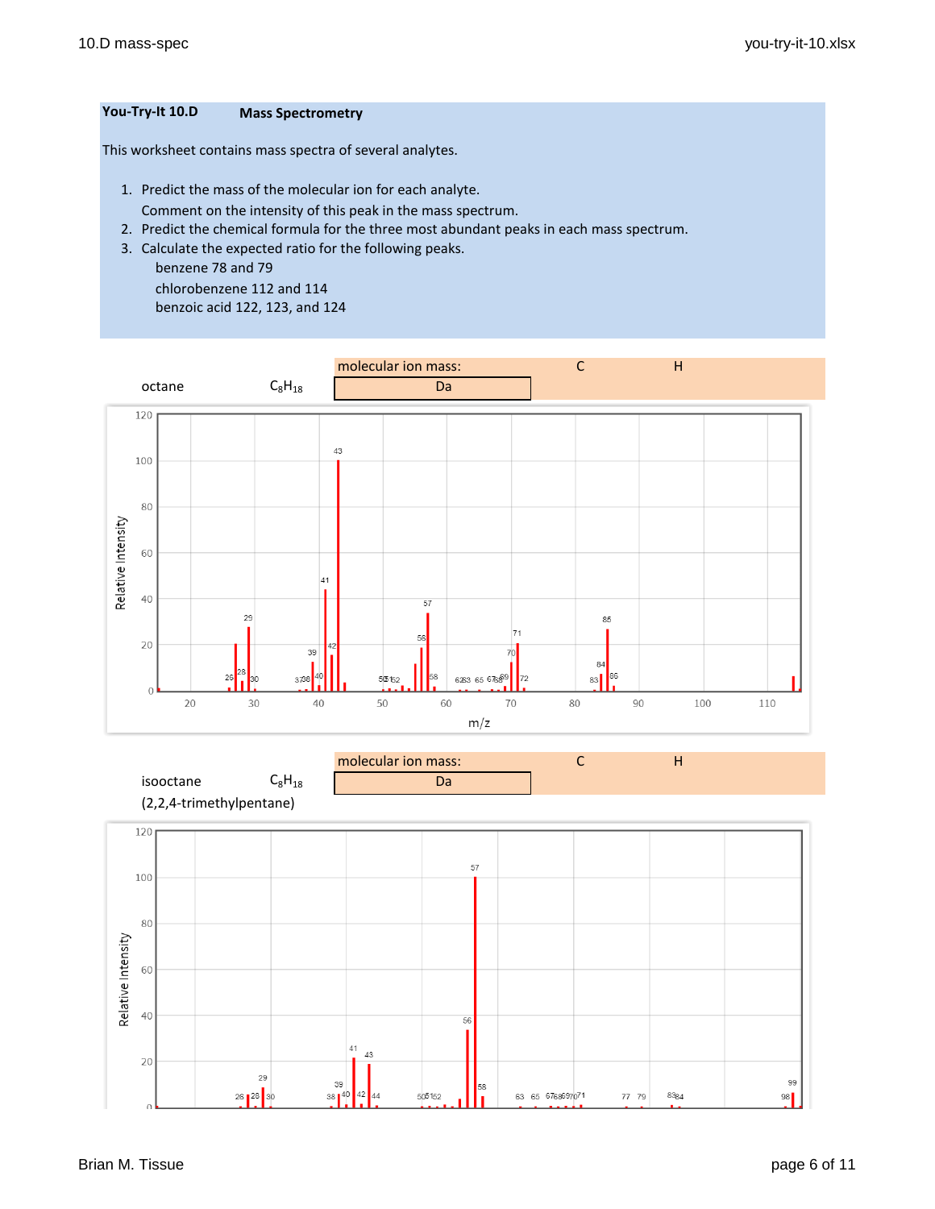**You-Try-It 10.D** **Mass Spectrometry**

This worksheet contains mass spectra of several analytes.

1. Predict the mass of the molecular ion for each analyte.
   Comment on the intensity of this peak in the mass spectrum.
2. Predict the chemical formula for the three most abundant peaks in each mass spectrum.
3. Calculate the expected ratio for the following peaks.
   benzene 78 and 79
   chlorobenzene 112 and 114
   benzoic acid 122, 123, and 124

| octane | $C_8H_{18}$ | molecular ion mass: | C | H |
|---|---|---|---|---|
| | | Da | | |

| isooctane (2,2,4-trimethylpentane) | $C_8H_{18}$ | molecular ion mass: | C | H |
|---|---|---|---|---|
| | | Da | | |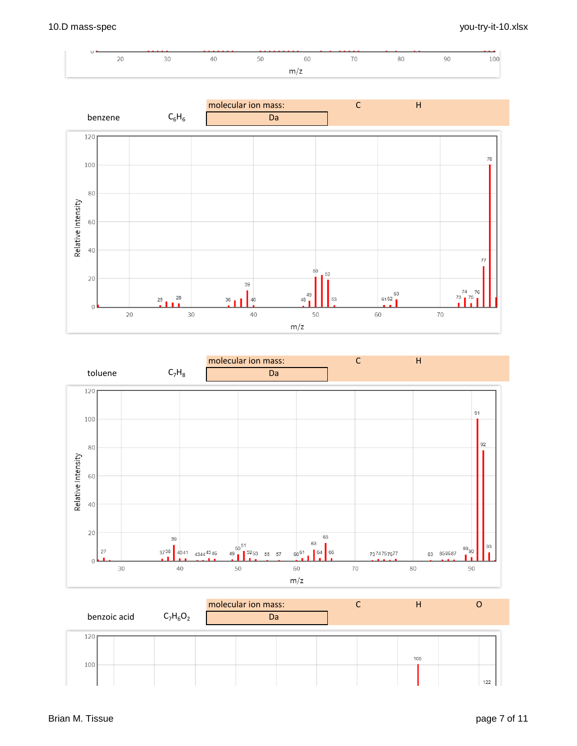| benzene | $C_6H_6$ | molecular ion mass: | C | H |
|---|---|---|---|---|
| | | Da | | |

| toluene | $C_7H_8$ | molecular ion mass: | C | H |
|---|---|---|---|---|
| | | Da | | |

| benzoic acid | $C_7H_6O_2$ | molecular ion mass: | C | H | O |
|---|---|---|---|---|---|
| | | Da | | | |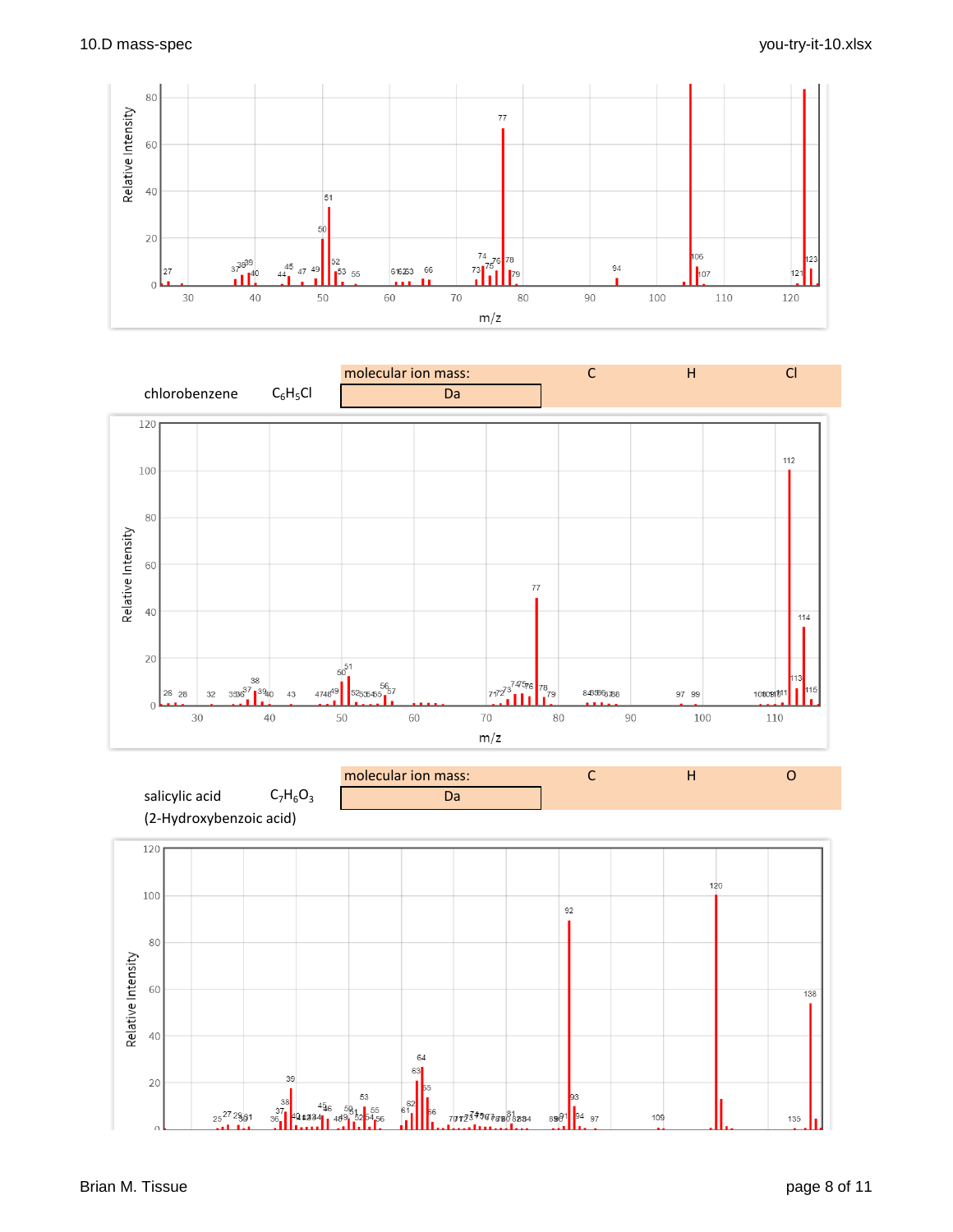| | | molecular ion mass: | C | H | Cl |
|---|---|---|---|---|---|
| chlorobenzene | $C_6H_5Cl$ | Da | | | |

| | | molecular ion mass: | C | H | O |
|---|---|---|---|---|---|
| salicylic acid (2-Hydroxybenzoic acid) | $C_7H_6O_3$ | Da | | | |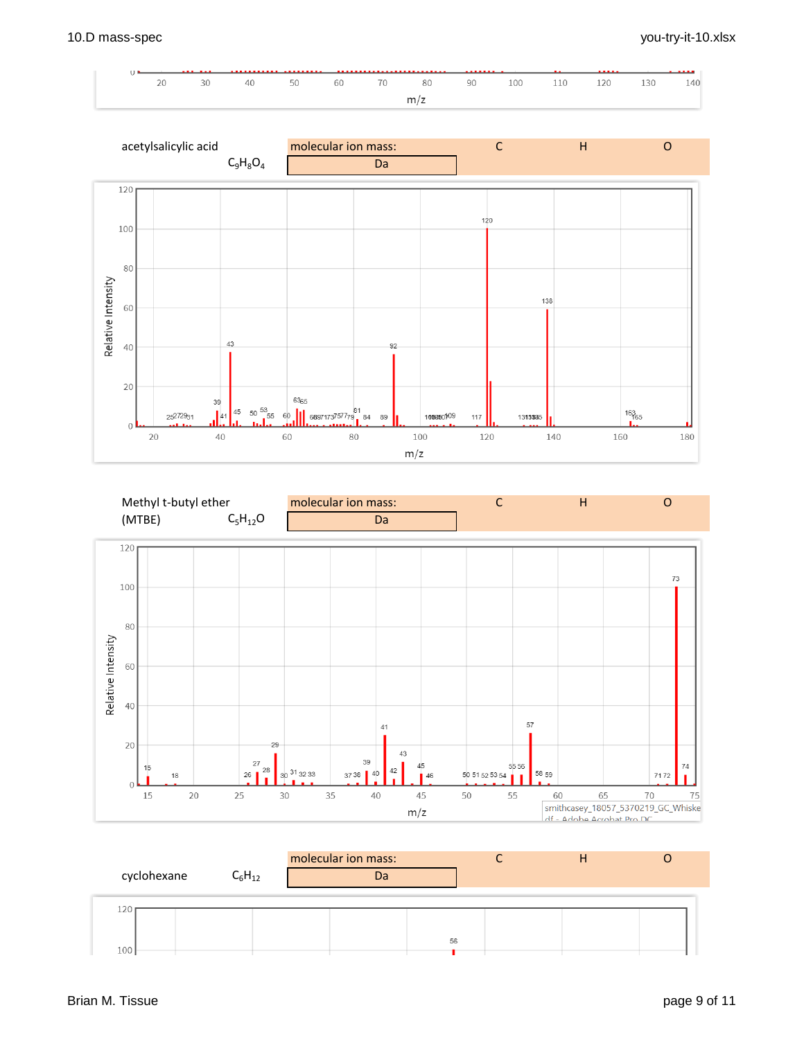| acetylsalicylic acid $C_9H_8O_4$ | molecular ion mass: | C | H | O |
|---|---|---|---|---|
| | Da | | | |

| Methyl t-butyl ether (MTBE) $C_5H_{12}O$ | molecular ion mass: | C | H | O |
|---|---|---|---|---|
| | Da | | | |

| cyclohexane $C_6H_{12}$ | molecular ion mass: | C | H | O |
|---|---|---|---|---|
| | Da | | | |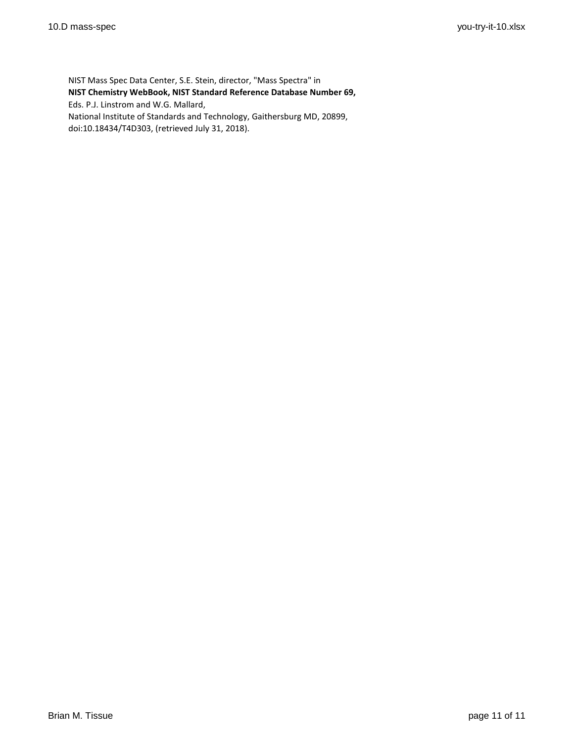NIST Mass Spec Data Center, S.E. Stein, director, "Mass Spectra" in
**NIST Chemistry WebBook, NIST Standard Reference Database Number 69,**
Eds. P.J. Linstrom and W.G. Mallard,
National Institute of Standards and Technology, Gaithersburg MD, 20899,
doi:10.18434/T4D303, (retrieved July 31, 2018).